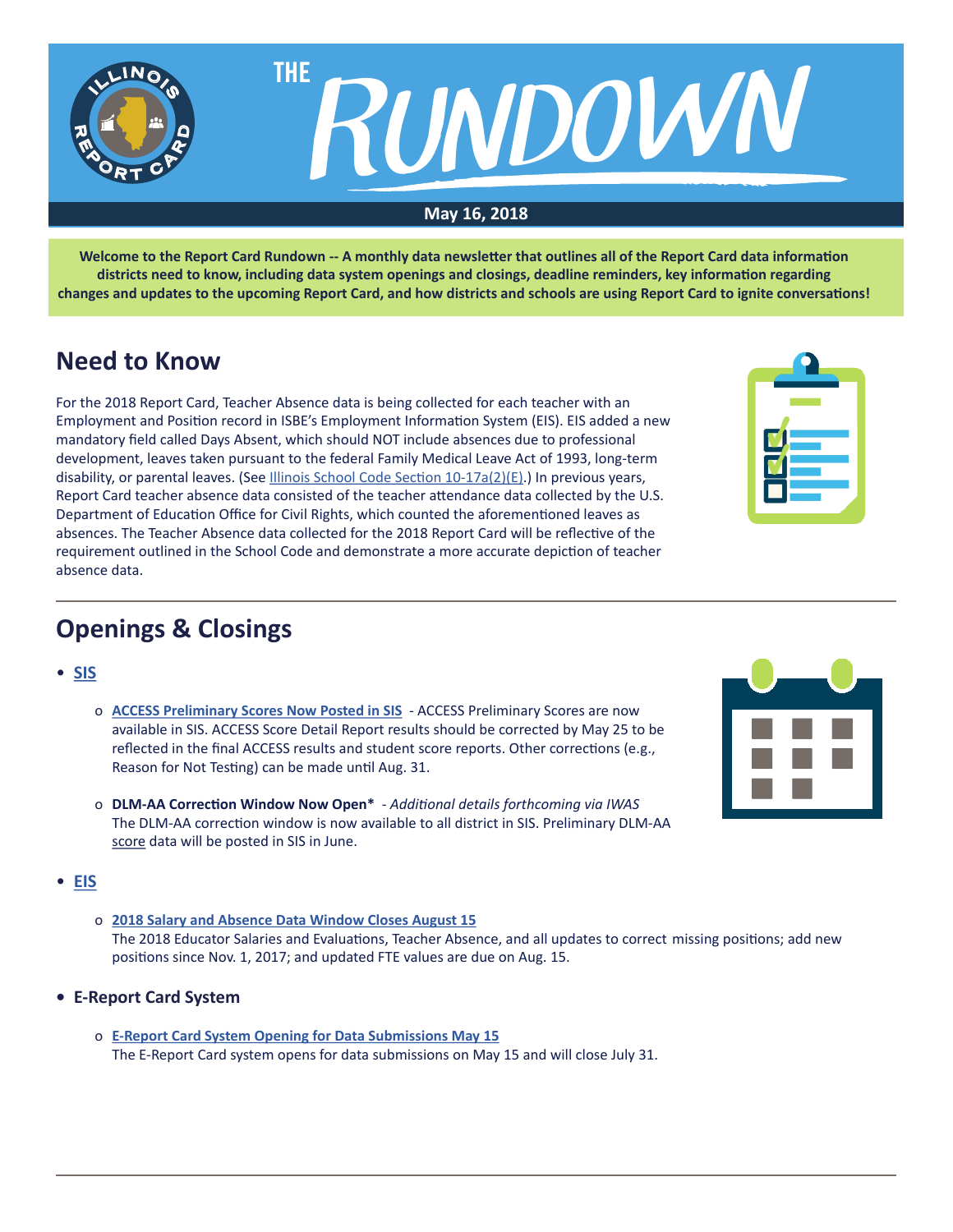# THE RUNDOWN

**May 16, 2018**

**Welcome to the Report Card Rundown -- A monthly data newsletter that outlines all of the Report Card data information districts need to know, including data system openings and closings, deadline reminders, key information regarding changes and updates to the upcoming Report Card, and how districts and schools are using Report Card to ignite conversations!**

## Need to Know

For the 2018 Report Card, Teacher Absence data is being collected for each teacher with an Employment and Position record in ISBE's Employment Information System (EIS). EIS added a new mandatory field called Days Absent, which should NOT include absences due to professional development, leaves taken pursuant to the federal Family Medical Leave Act of 1993, long-term disability, or parental leaves. (See Illinois School Code Section 10-17a(2)(E).) In previous years, Report Card teacher absence data consisted of the teacher attendance data collected by the U.S. Department of Education Office for Civil Rights, which counted the aforementioned leaves as absences. The Teacher Absence data collected for the 2018 Report Card will be reflective of the requirement outlined in the School Code and demonstrate a more accurate depiction of teacher absence data.

## Openings & Closings

- **SIS**
  - **ACCESS Preliminary Scores Now Posted in SIS** - ACCESS Preliminary Scores are now available in SIS. ACCESS Score Detail Report results should be corrected by May 25 to be reflected in the final ACCESS results and student score reports. Other corrections (e.g., Reason for Not Testing) can be made until Aug. 31.
  - **DLM-AA Correction Window Now Open*** - *Additional details forthcoming via IWAS*
    The DLM-AA correction window is now available to all district in SIS. Preliminary DLM-AA score data will be posted in SIS in June.
- **EIS**
  - **2018 Salary and Absence Data Window Closes August 15**
    The 2018 Educator Salaries and Evaluations, Teacher Absence, and all updates to correct missing positions; add new positions since Nov. 1, 2017; and updated FTE values are due on Aug. 15.
- **E-Report Card System**
  - **E-Report Card System Opening for Data Submissions May 15**
    The E-Report Card system opens for data submissions on May 15 and will close July 31.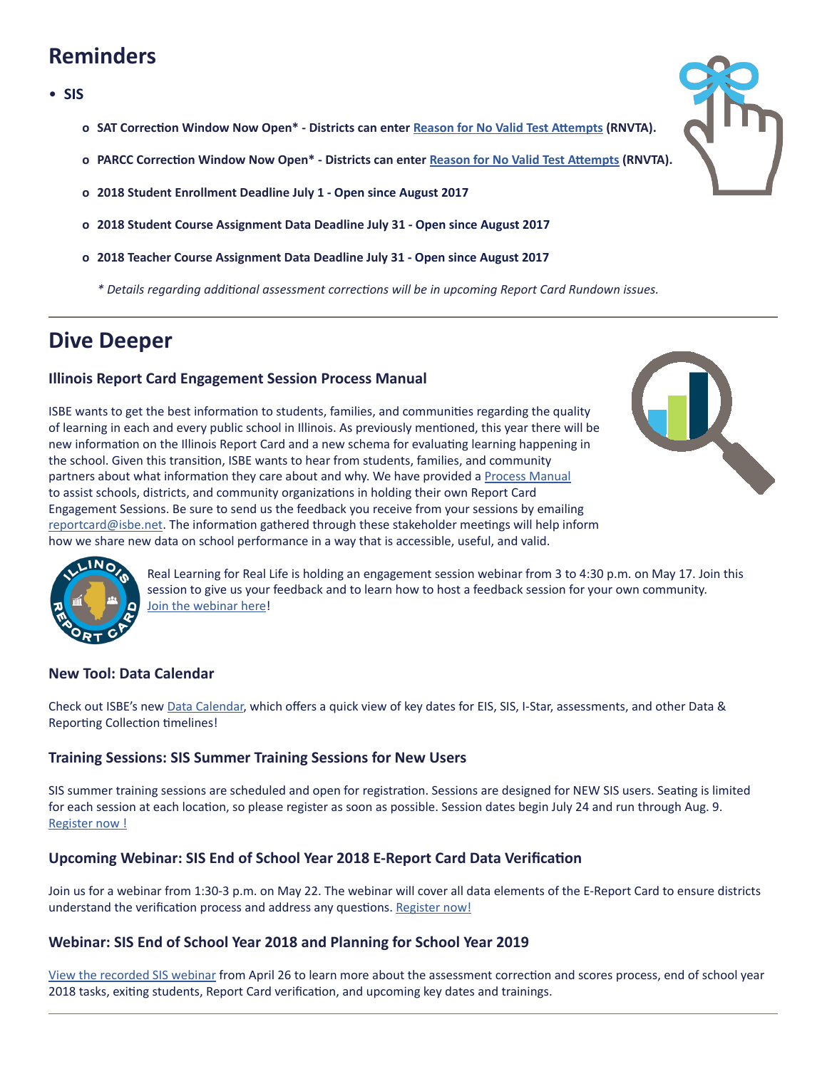# Reminders

- **SIS**
  - **SAT Correction Window Now Open* - Districts can enter Reason for No Valid Test Attempts (RNVTA).**
  - **PARCC Correction Window Now Open* - Districts can enter Reason for No Valid Test Attempts (RNVTA).**
  - **2018 Student Enrollment Deadline July 1 - Open since August 2017**
  - **2018 Student Course Assignment Data Deadline July 31 - Open since August 2017**
  - **2018 Teacher Course Assignment Data Deadline July 31 - Open since August 2017**

  *\* Details regarding additional assessment corrections will be in upcoming Report Card Rundown issues.*

---

# Dive Deeper

### Illinois Report Card Engagement Session Process Manual

ISBE wants to get the best information to students, families, and communities regarding the quality of learning in each and every public school in Illinois. As previously mentioned, this year there will be new information on the Illinois Report Card and a new schema for evaluating learning happening in the school. Given this transition, ISBE wants to hear from students, families, and community partners about what information they care about and why. We have provided a Process Manual to assist schools, districts, and community organizations in holding their own Report Card Engagement Sessions. Be sure to send us the feedback you receive from your sessions by emailing reportcard@isbe.net. The information gathered through these stakeholder meetings will help inform how we share new data on school performance in a way that is accessible, useful, and valid.

Real Learning for Real Life is holding an engagement session webinar from 3 to 4:30 p.m. on May 17. Join this session to give us your feedback and to learn how to host a feedback session for your own community. Join the webinar here!

### New Tool: Data Calendar

Check out ISBE's new Data Calendar, which offers a quick view of key dates for EIS, SIS, I-Star, assessments, and other Data & Reporting Collection timelines!

### Training Sessions: SIS Summer Training Sessions for New Users

SIS summer training sessions are scheduled and open for registration. Sessions are designed for NEW SIS users. Seating is limited for each session at each location, so please register as soon as possible. Session dates begin July 24 and run through Aug. 9. Register now !

### Upcoming Webinar: SIS End of School Year 2018 E-Report Card Data Verification

Join us for a webinar from 1:30-3 p.m. on May 22. The webinar will cover all data elements of the E-Report Card to ensure districts understand the verification process and address any questions. Register now!

### Webinar: SIS End of School Year 2018 and Planning for School Year 2019

View the recorded SIS webinar from April 26 to learn more about the assessment correction and scores process, end of school year 2018 tasks, exiting students, Report Card verification, and upcoming key dates and trainings.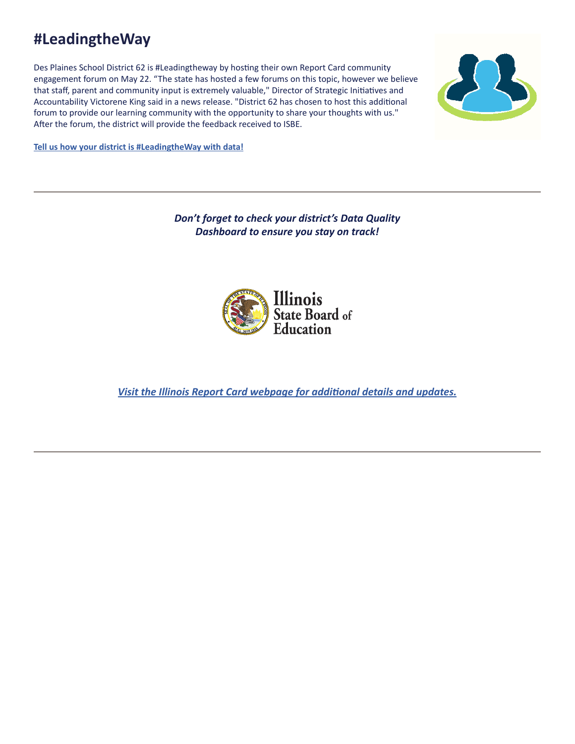# #LeadingtheWay

Des Plaines School District 62 is #Leadingtheway by hosting their own Report Card community engagement forum on May 22. "The state has hosted a few forums on this topic, however we believe that staff, parent and community input is extremely valuable," Director of Strategic Initiatives and Accountability Victorene King said in a news release. "District 62 has chosen to host this additional forum to provide our learning community with the opportunity to share your thoughts with us." After the forum, the district will provide the feedback received to ISBE.

**Tell us how your district is #LeadingtheWay with data!**

---

***Don't forget to check your district's Data Quality Dashboard to ensure you stay on track!***

Illinois State Board of Education

*Visit the Illinois Report Card webpage for additional details and updates.*

---